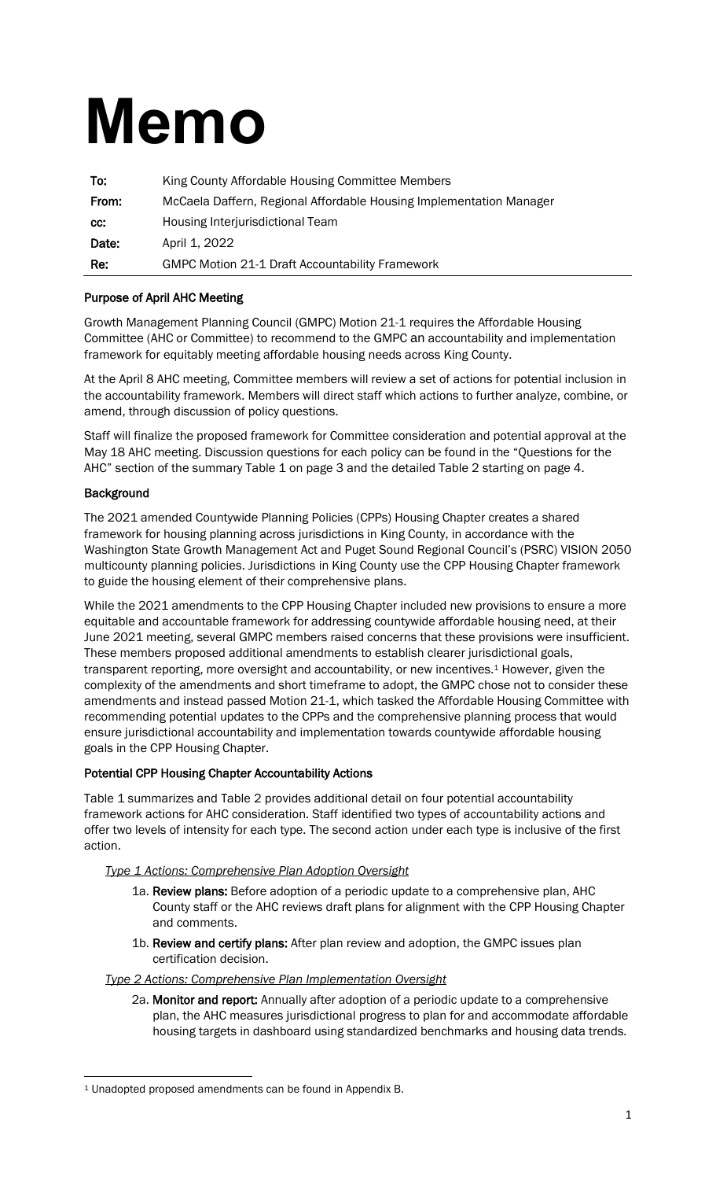# Memo

| To: | King County Affordable Housing Committee Members |
|---|---|
| From: | McCaela Daffern, Regional Affordable Housing Implementation Manager |
| cc: | Housing Interjurisdictional Team |
| Date: | April 1, 2022 |
| Re: | GMPC Motion 21-1 Draft Accountability Framework |

**Purpose of April AHC Meeting**

Growth Management Planning Council (GMPC) Motion 21-1 requires the Affordable Housing Committee (AHC or Committee) to recommend to the GMPC an accountability and implementation framework for equitably meeting affordable housing needs across King County.

At the April 8 AHC meeting, Committee members will review a set of actions for potential inclusion in the accountability framework. Members will direct staff which actions to further analyze, combine, or amend, through discussion of policy questions.

Staff will finalize the proposed framework for Committee consideration and potential approval at the May 18 AHC meeting. Discussion questions for each policy can be found in the "Questions for the AHC" section of the summary Table 1 on page 3 and the detailed Table 2 starting on page 4.

**Background**

The 2021 amended Countywide Planning Policies (CPPs) Housing Chapter creates a shared framework for housing planning across jurisdictions in King County, in accordance with the Washington State Growth Management Act and Puget Sound Regional Council's (PSRC) VISION 2050 multicounty planning policies. Jurisdictions in King County use the CPP Housing Chapter framework to guide the housing element of their comprehensive plans.

While the 2021 amendments to the CPP Housing Chapter included new provisions to ensure a more equitable and accountable framework for addressing countywide affordable housing need, at their June 2021 meeting, several GMPC members raised concerns that these provisions were insufficient. These members proposed additional amendments to establish clearer jurisdictional goals, transparent reporting, more oversight and accountability, or new incentives.[1] However, given the complexity of the amendments and short timeframe to adopt, the GMPC chose not to consider these amendments and instead passed Motion 21-1, which tasked the Affordable Housing Committee with recommending potential updates to the CPPs and the comprehensive planning process that would ensure jurisdictional accountability and implementation towards countywide affordable housing goals in the CPP Housing Chapter.

**Potential CPP Housing Chapter Accountability Actions**

Table 1 summarizes and Table 2 provides additional detail on four potential accountability framework actions for AHC consideration. Staff identified two types of accountability actions and offer two levels of intensity for each type. The second action under each type is inclusive of the first action.

*Type 1 Actions: Comprehensive Plan Adoption Oversight*

- 1a. **Review plans:** Before adoption of a periodic update to a comprehensive plan, AHC County staff or the AHC reviews draft plans for alignment with the CPP Housing Chapter and comments.
- 1b. **Review and certify plans:** After plan review and adoption, the GMPC issues plan certification decision.

*Type 2 Actions: Comprehensive Plan Implementation Oversight*

- 2a. **Monitor and report:** Annually after adoption of a periodic update to a comprehensive plan, the AHC measures jurisdictional progress to plan for and accommodate affordable housing targets in dashboard using standardized benchmarks and housing data trends.

[1] Unadopted proposed amendments can be found in Appendix B.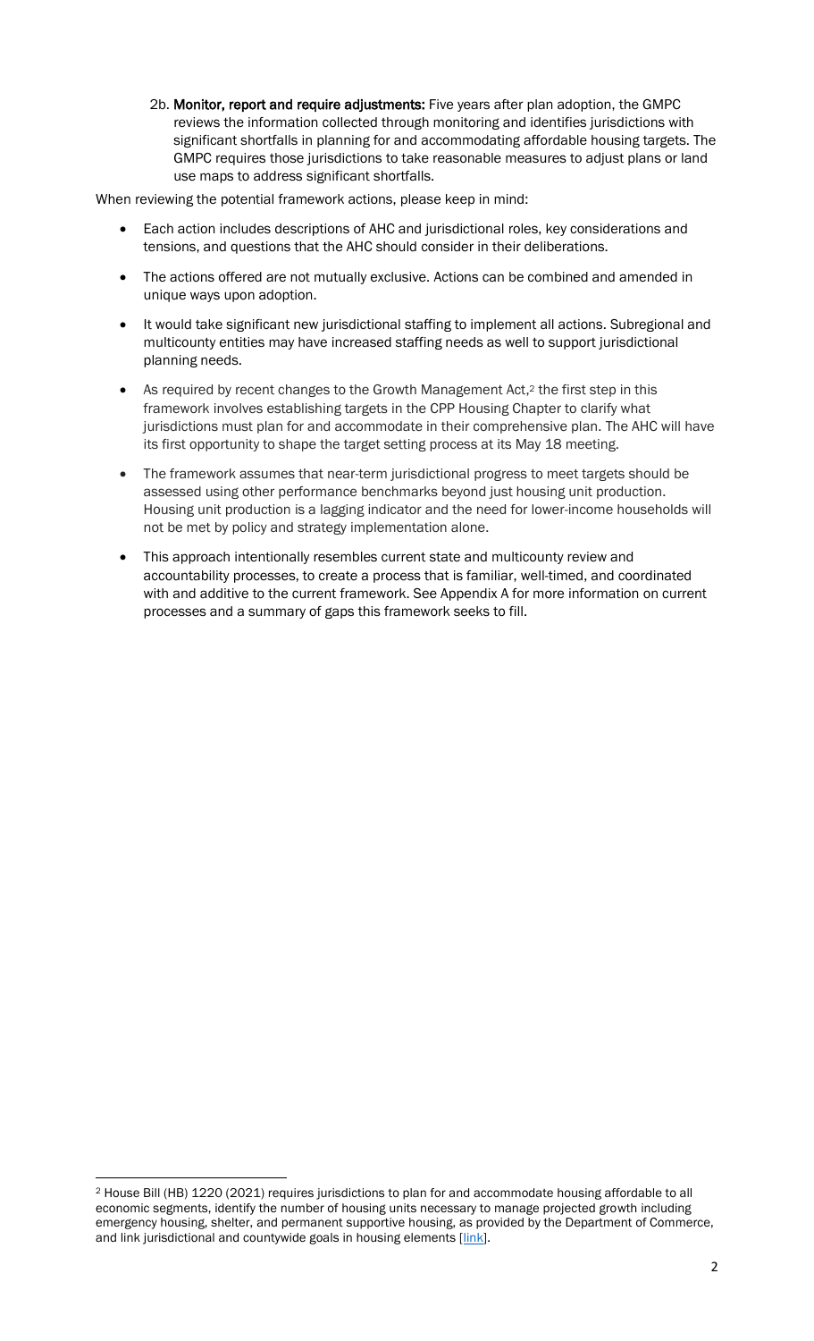2b. **Monitor, report and require adjustments:** Five years after plan adoption, the GMPC reviews the information collected through monitoring and identifies jurisdictions with significant shortfalls in planning for and accommodating affordable housing targets. The GMPC requires those jurisdictions to take reasonable measures to adjust plans or land use maps to address significant shortfalls.

When reviewing the potential framework actions, please keep in mind:

- Each action includes descriptions of AHC and jurisdictional roles, key considerations and tensions, and questions that the AHC should consider in their deliberations.
- The actions offered are not mutually exclusive. Actions can be combined and amended in unique ways upon adoption.
- It would take significant new jurisdictional staffing to implement all actions. Subregional and multicounty entities may have increased staffing needs as well to support jurisdictional planning needs.
- As required by recent changes to the Growth Management Act,[2] the first step in this framework involves establishing targets in the CPP Housing Chapter to clarify what jurisdictions must plan for and accommodate in their comprehensive plan. The AHC will have its first opportunity to shape the target setting process at its May 18 meeting.
- The framework assumes that near-term jurisdictional progress to meet targets should be assessed using other performance benchmarks beyond just housing unit production. Housing unit production is a lagging indicator and the need for lower-income households will not be met by policy and strategy implementation alone.
- This approach intentionally resembles current state and multicounty review and accountability processes, to create a process that is familiar, well-timed, and coordinated with and additive to the current framework. See Appendix A for more information on current processes and a summary of gaps this framework seeks to fill.

---

[2] House Bill (HB) 1220 (2021) requires jurisdictions to plan for and accommodate housing affordable to all economic segments, identify the number of housing units necessary to manage projected growth including emergency housing, shelter, and permanent supportive housing, as provided by the Department of Commerce, and link jurisdictional and countywide goals in housing elements [link].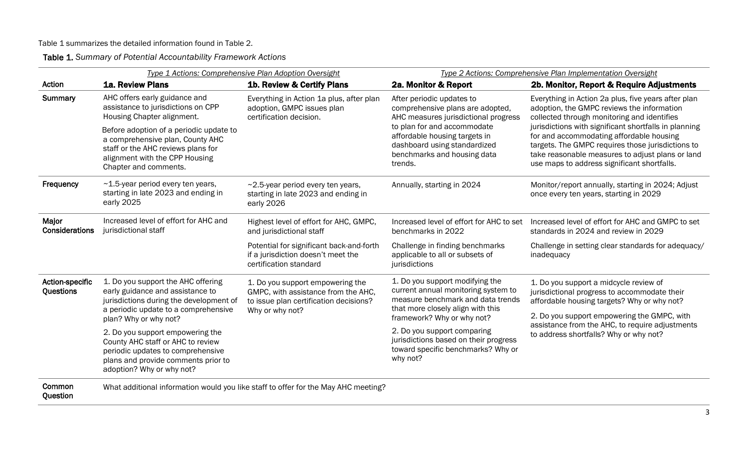Table 1 summarizes the detailed information found in Table 2.

**Table 1.** *Summary of Potential Accountability Framework Actions*

| | *Type 1 Actions: Comprehensive Plan Adoption Oversight* | | *Type 2 Actions: Comprehensive Plan Implementation Oversight* | |
|---|---|---|---|---|
| **Action** | **1a. Review Plans** | **1b. Review & Certify Plans** | **2a. Monitor & Report** | **2b. Monitor, Report & Require Adjustments** |
| **Summary** | AHC offers early guidance and assistance to jurisdictions on CPP Housing Chapter alignment.<br><br>Before adoption of a periodic update to a comprehensive plan, County AHC staff or the AHC reviews plans for alignment with the CPP Housing Chapter and comments. | Everything in Action 1a plus, after plan adoption, GMPC issues plan certification decision. | After periodic updates to comprehensive plans are adopted, AHC measures jurisdictional progress to plan for and accommodate affordable housing targets in dashboard using standardized benchmarks and housing data trends. | Everything in Action 2a plus, five years after plan adoption, the GMPC reviews the information collected through monitoring and identifies jurisdictions with significant shortfalls in planning for and accommodating affordable housing targets. The GMPC requires those jurisdictions to take reasonable measures to adjust plans or land use maps to address significant shortfalls. |
| **Frequency** | ~1.5-year period every ten years, starting in late 2023 and ending in early 2025 | ~2.5-year period every ten years, starting in late 2023 and ending in early 2026 | Annually, starting in 2024 | Monitor/report annually, starting in 2024; Adjust once every ten years, starting in 2029 |
| **Major Considerations** | Increased level of effort for AHC and jurisdictional staff | Highest level of effort for AHC, GMPC, and jurisdictional staff<br><br>Potential for significant back-and-forth if a jurisdiction doesn't meet the certification standard | Increased level of effort for AHC to set benchmarks in 2022<br><br>Challenge in finding benchmarks applicable to all or subsets of jurisdictions | Increased level of effort for AHC and GMPC to set standards in 2024 and review in 2029<br><br>Challenge in setting clear standards for adequacy/ inadequacy |
| **Action-specific Questions** | 1. Do you support the AHC offering early guidance and assistance to jurisdictions during the development of a periodic update to a comprehensive plan? Why or why not?<br><br>2. Do you support empowering the County AHC staff or AHC to review periodic updates to comprehensive plans and provide comments prior to adoption? Why or why not? | 1. Do you support empowering the GMPC, with assistance from the AHC, to issue plan certification decisions? Why or why not? | 1. Do you support modifying the current annual monitoring system to measure benchmark and data trends that more closely align with this framework? Why or why not?<br><br>2. Do you support comparing jurisdictions based on their progress toward specific benchmarks? Why or why not? | 1. Do you support a midcycle review of jurisdictional progress to accommodate their affordable housing targets? Why or why not?<br><br>2. Do you support empowering the GMPC, with assistance from the AHC, to require adjustments to address shortfalls? Why or why not? |
| **Common Question** | What additional information would you like staff to offer for the May AHC meeting? | | | |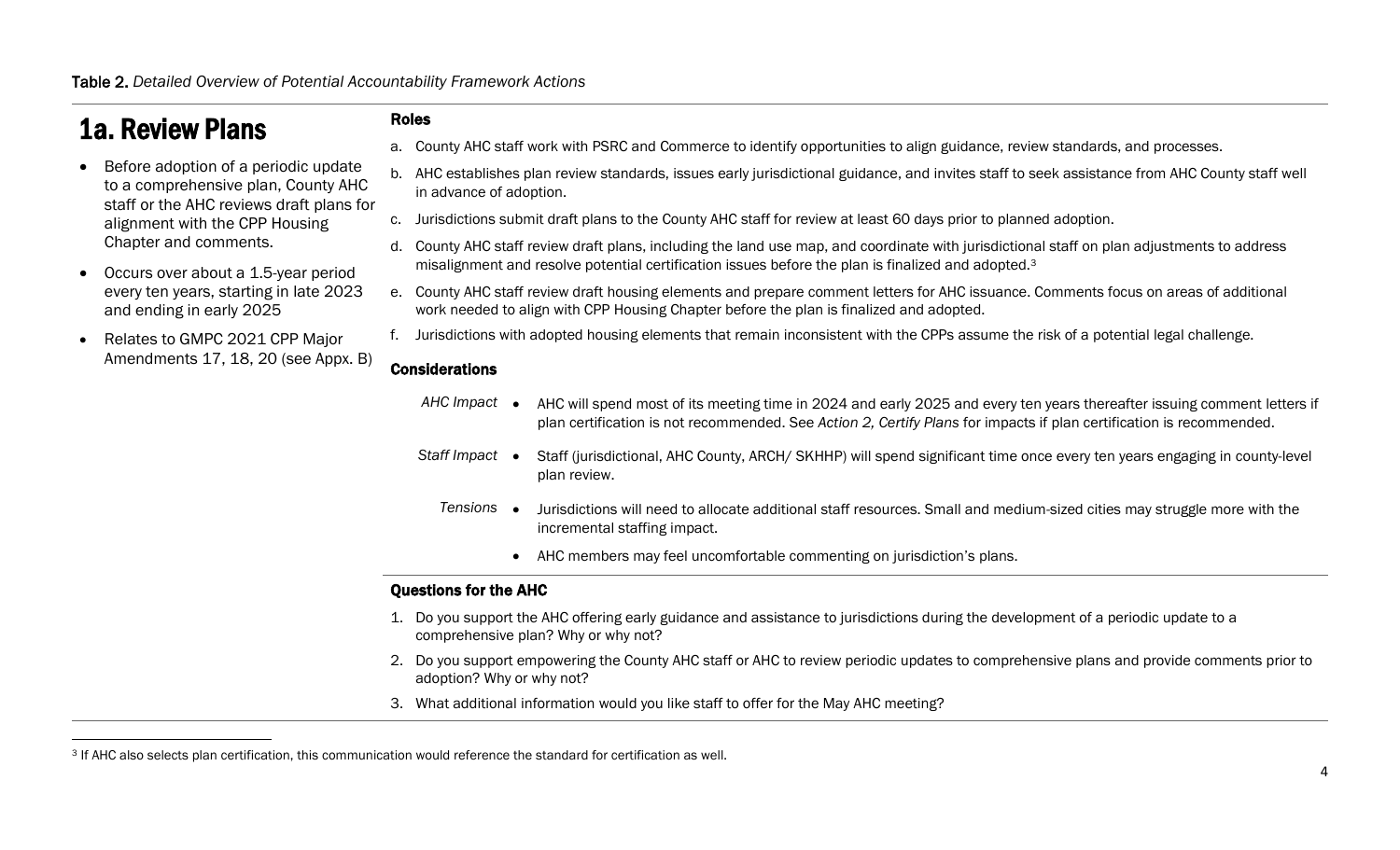**Table 2.** *Detailed Overview of Potential Accountability Framework Actions*

# 1a. Review Plans

- Before adoption of a periodic update to a comprehensive plan, County AHC staff or the AHC reviews draft plans for alignment with the CPP Housing Chapter and comments.
- Occurs over about a 1.5-year period every ten years, starting in late 2023 and ending in early 2025
- Relates to GMPC 2021 CPP Major Amendments 17, 18, 20 (see Appx. B)

### Roles

a. County AHC staff work with PSRC and Commerce to identify opportunities to align guidance, review standards, and processes.

b. AHC establishes plan review standards, issues early jurisdictional guidance, and invites staff to seek assistance from AHC County staff well in advance of adoption.

c. Jurisdictions submit draft plans to the County AHC staff for review at least 60 days prior to planned adoption.

d. County AHC staff review draft plans, including the land use map, and coordinate with jurisdictional staff on plan adjustments to address misalignment and resolve potential certification issues before the plan is finalized and adopted.[3]

e. County AHC staff review draft housing elements and prepare comment letters for AHC issuance. Comments focus on areas of additional work needed to align with CPP Housing Chapter before the plan is finalized and adopted.

f. Jurisdictions with adopted housing elements that remain inconsistent with the CPPs assume the risk of a potential legal challenge.

### Considerations

*AHC Impact*
- AHC will spend most of its meeting time in 2024 and early 2025 and every ten years thereafter issuing comment letters if plan certification is not recommended. See *Action 2, Certify Plans* for impacts if plan certification is recommended.

*Staff Impact*
- Staff (jurisdictional, AHC County, ARCH/ SKHHP) will spend significant time once every ten years engaging in county-level plan review.

*Tensions*
- Jurisdictions will need to allocate additional staff resources. Small and medium-sized cities may struggle more with the incremental staffing impact.
- AHC members may feel uncomfortable commenting on jurisdiction's plans.

### Questions for the AHC

1. Do you support the AHC offering early guidance and assistance to jurisdictions during the development of a periodic update to a comprehensive plan? Why or why not?
2. Do you support empowering the County AHC staff or AHC to review periodic updates to comprehensive plans and provide comments prior to adoption? Why or why not?
3. What additional information would you like staff to offer for the May AHC meeting?

---

[3] If AHC also selects plan certification, this communication would reference the standard for certification as well.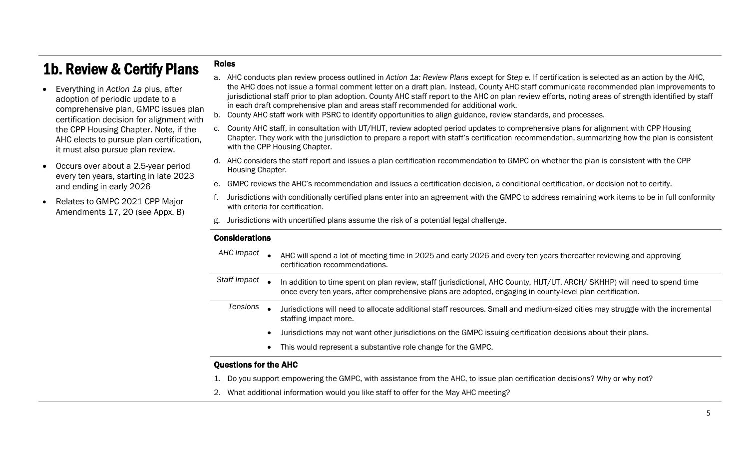# 1b. Review & Certify Plans

- Everything in *Action 1a* plus, after adoption of periodic update to a comprehensive plan, GMPC issues plan certification decision for alignment with the CPP Housing Chapter. Note, if the AHC elects to pursue plan certification, it must also pursue plan review.
- Occurs over about a 2.5-year period every ten years, starting in late 2023 and ending in early 2026
- Relates to GMPC 2021 CPP Major Amendments 17, 20 (see Appx. B)

## Roles

a. AHC conducts plan review process outlined in *Action 1a: Review Plans* except for *Step e.* If certification is selected as an action by the AHC, the AHC does not issue a formal comment letter on a draft plan. Instead, County AHC staff communicate recommended plan improvements to jurisdictional staff prior to plan adoption. County AHC staff report to the AHC on plan review efforts, noting areas of strength identified by staff in each draft comprehensive plan and areas staff recommended for additional work.

b. County AHC staff work with PSRC to identify opportunities to align guidance, review standards, and processes.

c. County AHC staff, in consultation with IJT/HIJT, review adopted period updates to comprehensive plans for alignment with CPP Housing Chapter. They work with the jurisdiction to prepare a report with staff's certification recommendation, summarizing how the plan is consistent with the CPP Housing Chapter.

d. AHC considers the staff report and issues a plan certification recommendation to GMPC on whether the plan is consistent with the CPP Housing Chapter.

e. GMPC reviews the AHC's recommendation and issues a certification decision, a conditional certification, or decision not to certify.

f. Jurisdictions with conditionally certified plans enter into an agreement with the GMPC to address remaining work items to be in full conformity with criteria for certification.

g. Jurisdictions with uncertified plans assume the risk of a potential legal challenge.

## Considerations

| | |
|---|---|
| *AHC Impact* | • AHC will spend a lot of meeting time in 2025 and early 2026 and every ten years thereafter reviewing and approving certification recommendations. |
| *Staff Impact* | • In addition to time spent on plan review, staff (jurisdictional, AHC County, HIJT/IJT, ARCH/ SKHHP) will need to spend time once every ten years, after comprehensive plans are adopted, engaging in county-level plan certification. |
| *Tensions* | • Jurisdictions will need to allocate additional staff resources. Small and medium-sized cities may struggle with the incremental staffing impact more.<br>• Jurisdictions may not want other jurisdictions on the GMPC issuing certification decisions about their plans.<br>• This would represent a substantive role change for the GMPC. |

## Questions for the AHC

1. Do you support empowering the GMPC, with assistance from the AHC, to issue plan certification decisions? Why or why not?
2. What additional information would you like staff to offer for the May AHC meeting?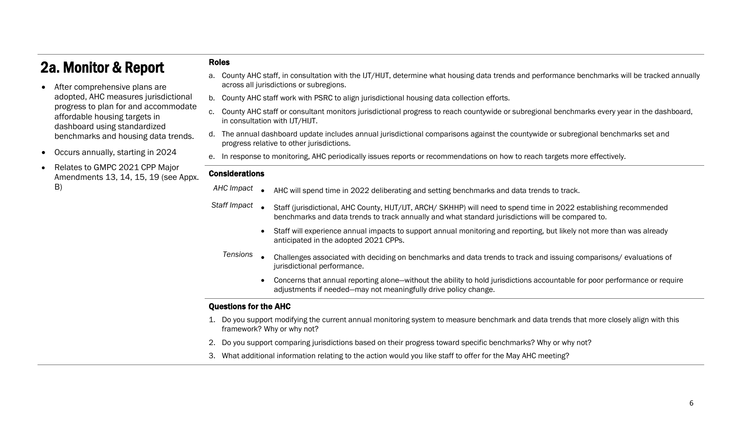## 2a. Monitor & Report

- After comprehensive plans are adopted, AHC measures jurisdictional progress to plan for and accommodate affordable housing targets in dashboard using standardized benchmarks and housing data trends.
- Occurs annually, starting in 2024
- Relates to GMPC 2021 CPP Major Amendments 13, 14, 15, 19 (see Appx. B)

### Roles

a. County AHC staff, in consultation with the IJT/HIJT, determine what housing data trends and performance benchmarks will be tracked annually across all jurisdictions or subregions.

b. County AHC staff work with PSRC to align jurisdictional housing data collection efforts.

c. County AHC staff or consultant monitors jurisdictional progress to reach countywide or subregional benchmarks every year in the dashboard, in consultation with IJT/HIJT.

d. The annual dashboard update includes annual jurisdictional comparisons against the countywide or subregional benchmarks set and progress relative to other jurisdictions.

e. In response to monitoring, AHC periodically issues reports or recommendations on how to reach targets more effectively.

### Considerations

*AHC Impact*

- AHC will spend time in 2022 deliberating and setting benchmarks and data trends to track.

*Staff Impact*

- Staff (jurisdictional, AHC County, HIJT/IJT, ARCH/ SKHHP) will need to spend time in 2022 establishing recommended benchmarks and data trends to track annually and what standard jurisdictions will be compared to.
- Staff will experience annual impacts to support annual monitoring and reporting, but likely not more than was already anticipated in the adopted 2021 CPPs.

*Tensions*

- Challenges associated with deciding on benchmarks and data trends to track and issuing comparisons/ evaluations of jurisdictional performance.
- Concerns that annual reporting alone—without the ability to hold jurisdictions accountable for poor performance or require adjustments if needed—may not meaningfully drive policy change.

### Questions for the AHC

1. Do you support modifying the current annual monitoring system to measure benchmark and data trends that more closely align with this framework? Why or why not?
2. Do you support comparing jurisdictions based on their progress toward specific benchmarks? Why or why not?
3. What additional information relating to the action would you like staff to offer for the May AHC meeting?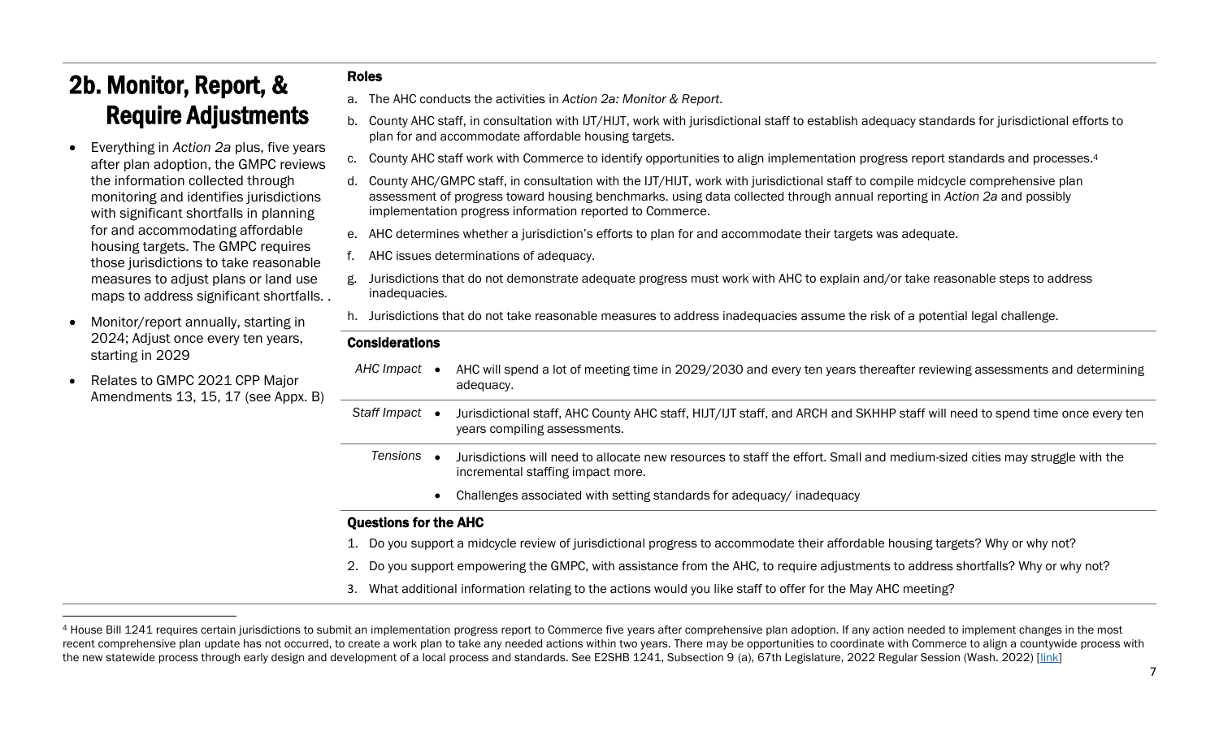## 2b. Monitor, Report, & Require Adjustments

- Everything in *Action 2a* plus, five years after plan adoption, the GMPC reviews the information collected through monitoring and identifies jurisdictions with significant shortfalls in planning for and accommodating affordable housing targets. The GMPC requires those jurisdictions to take reasonable measures to adjust plans or land use maps to address significant shortfalls. .
- Monitor/report annually, starting in 2024; Adjust once every ten years, starting in 2029
- Relates to GMPC 2021 CPP Major Amendments 13, 15, 17 (see Appx. B)

### Roles

a. The AHC conducts the activities in *Action 2a: Monitor & Report*.

b. County AHC staff, in consultation with IJT/HIJT, work with jurisdictional staff to establish adequacy standards for jurisdictional efforts to plan for and accommodate affordable housing targets.

c. County AHC staff work with Commerce to identify opportunities to align implementation progress report standards and processes.[4]

d. County AHC/GMPC staff, in consultation with the IJT/HIJT, work with jurisdictional staff to compile midcycle comprehensive plan assessment of progress toward housing benchmarks. using data collected through annual reporting in *Action 2a* and possibly implementation progress information reported to Commerce.

e. AHC determines whether a jurisdiction's efforts to plan for and accommodate their targets was adequate.

f. AHC issues determinations of adequacy.

g. Jurisdictions that do not demonstrate adequate progress must work with AHC to explain and/or take reasonable steps to address inadequacies.

h. Jurisdictions that do not take reasonable measures to address inadequacies assume the risk of a potential legal challenge.

### Considerations

| | |
|---|---|
| *AHC Impact* | • AHC will spend a lot of meeting time in 2029/2030 and every ten years thereafter reviewing assessments and determining adequacy. |
| *Staff Impact* | • Jurisdictional staff, AHC County AHC staff, HIJT/IJT staff, and ARCH and SKHHP staff will need to spend time once every ten years compiling assessments. |
| *Tensions* | • Jurisdictions will need to allocate new resources to staff the effort. Small and medium-sized cities may struggle with the incremental staffing impact more.<br>• Challenges associated with setting standards for adequacy/ inadequacy |

### Questions for the AHC

1. Do you support a midcycle review of jurisdictional progress to accommodate their affordable housing targets? Why or why not?
2. Do you support empowering the GMPC, with assistance from the AHC, to require adjustments to address shortfalls? Why or why not?
3. What additional information relating to the actions would you like staff to offer for the May AHC meeting?

---

[4] House Bill 1241 requires certain jurisdictions to submit an implementation progress report to Commerce five years after comprehensive plan adoption. If any action needed to implement changes in the most recent comprehensive plan update has not occurred, to create a work plan to take any needed actions within two years. There may be opportunities to coordinate with Commerce to align a countywide process with the new statewide process through early design and development of a local process and standards. See E2SHB 1241, Subsection 9 (a), 67th Legislature, 2022 Regular Session (Wash. 2022) [link]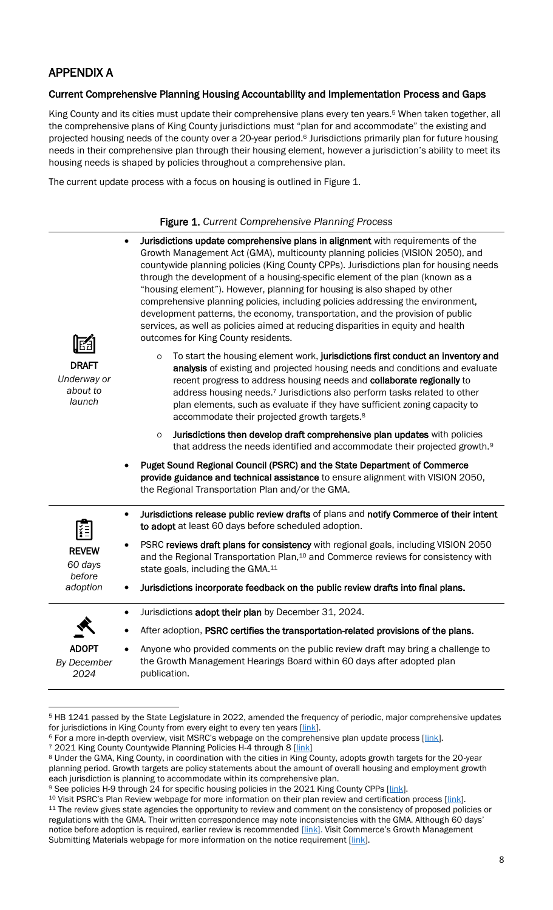## APPENDIX A

### Current Comprehensive Planning Housing Accountability and Implementation Process and Gaps

King County and its cities must update their comprehensive plans every ten years.[5] When taken together, all the comprehensive plans of King County jurisdictions must "plan for and accommodate" the existing and projected housing needs of the county over a 20-year period.[6] Jurisdictions primarily plan for future housing needs in their comprehensive plan through their housing element, however a jurisdiction's ability to meet its housing needs is shaped by policies throughout a comprehensive plan.

The current update process with a focus on housing is outlined in Figure 1.

**Figure 1.** *Current Comprehensive Planning Process*

| Stage | Description |
| --- | --- |
| **DRAFT** *Underway or about to launch* | • **Jurisdictions update comprehensive plans in alignment** with requirements of the Growth Management Act (GMA), multicounty planning policies (VISION 2050), and countywide planning policies (King County CPPs). Jurisdictions plan for housing needs through the development of a housing-specific element of the plan (known as a "housing element"). However, planning for housing is also shaped by other comprehensive planning policies, including policies addressing the environment, development patterns, the economy, transportation, and the provision of public services, as well as policies aimed at reducing disparities in equity and health outcomes for King County residents.<br>  ○ To start the housing element work, **jurisdictions first conduct an inventory and analysis** of existing and projected housing needs and conditions and evaluate recent progress to address housing needs and **collaborate regionally** to address housing needs.[7] Jurisdictions also perform tasks related to other plan elements, such as evaluate if they have sufficient zoning capacity to accommodate their projected growth targets.[8]<br>  ○ **Jurisdictions then develop draft comprehensive plan updates** with policies that address the needs identified and accommodate their projected growth.[9]<br>• **Puget Sound Regional Council (PSRC) and the State Department of Commerce provide guidance and technical assistance** to ensure alignment with VISION 2050, the Regional Transportation Plan and/or the GMA. |
| **REVIEW** *60 days before adoption* | • **Jurisdictions release public review drafts** of plans and **notify Commerce of their intent to adopt** at least 60 days before scheduled adoption.<br>• PSRC **reviews draft plans for consistency** with regional goals, including VISION 2050 and the Regional Transportation Plan,[10] and Commerce reviews for consistency with state goals, including the GMA.[11]<br>• **Jurisdictions incorporate feedback on the public review drafts into final plans.** |
| **ADOPT** *By December 2024* | • Jurisdictions **adopt their plan** by December 31, 2024.<br>• After adoption, **PSRC certifies the transportation-related provisions of the plans.**<br>• Anyone who provided comments on the public review draft may bring a challenge to the Growth Management Hearings Board within 60 days after adopted plan publication. |

---

[5] HB 1241 passed by the State Legislature in 2022, amended the frequency of periodic, major comprehensive updates for jurisdictions in King County from every eight to every ten years [link].

[6] For a more in-depth overview, visit MSRC's webpage on the comprehensive plan update process [link].

[7] 2021 King County Countywide Planning Policies H-4 through 8 [link]

[8] Under the GMA, King County, in coordination with the cities in King County, adopts growth targets for the 20-year planning period. Growth targets are policy statements about the amount of overall housing and employment growth each jurisdiction is planning to accommodate within its comprehensive plan.

[9] See policies H-9 through 24 for specific housing policies in the 2021 King County CPPs [link].

[10] Visit PSRC's Plan Review webpage for more information on their plan review and certification process [link].

[11] The review gives state agencies the opportunity to review and comment on the consistency of proposed policies or regulations with the GMA. Their written correspondence may note inconsistencies with the GMA. Although 60 days' notice before adoption is required, earlier review is recommended [link]. Visit Commerce's Growth Management Submitting Materials webpage for more information on the notice requirement [link].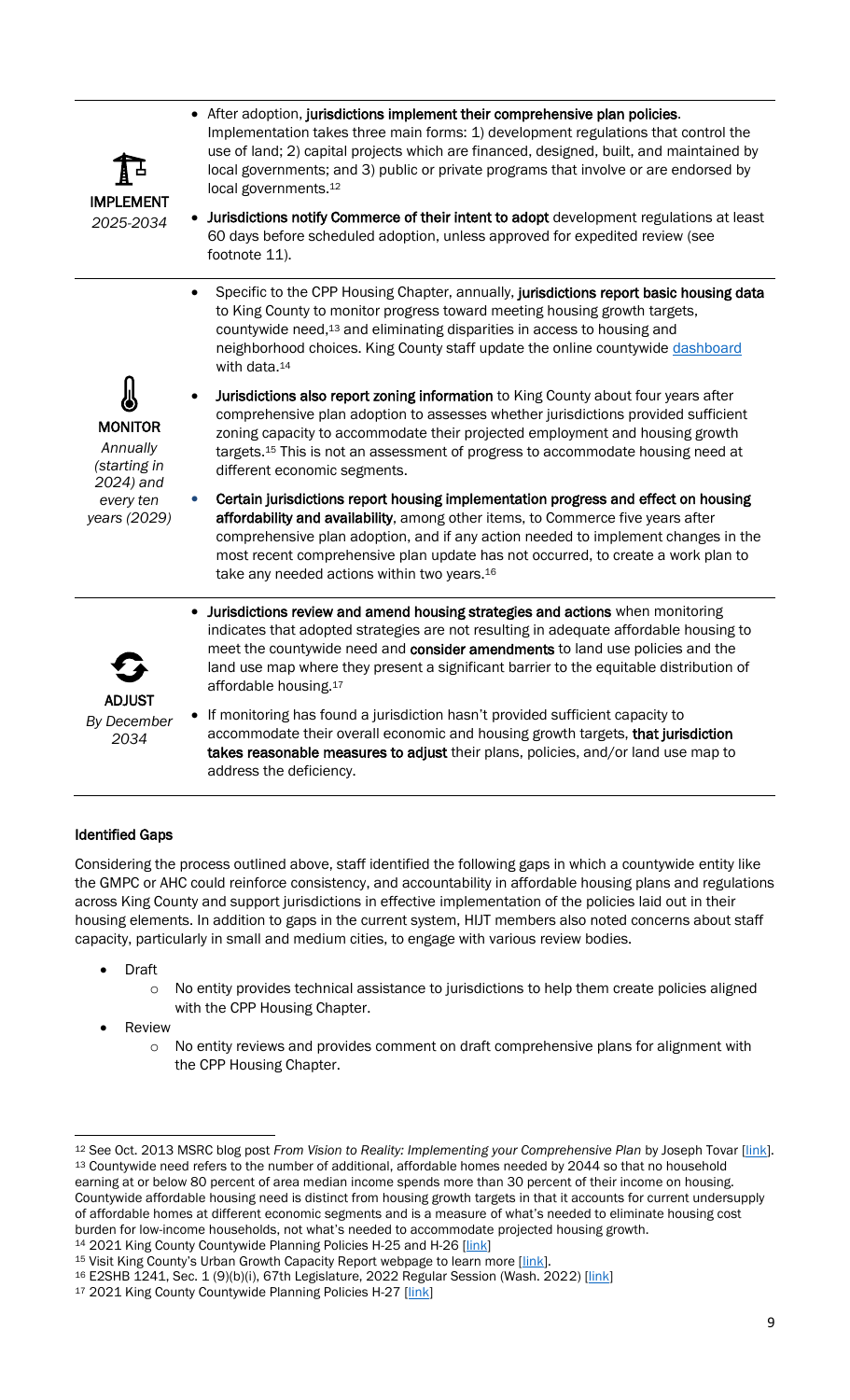| | |
|---|---|
| **IMPLEMENT**<br>*2025-2034* | • After adoption, **jurisdictions implement their comprehensive plan policies**. Implementation takes three main forms: 1) development regulations that control the use of land; 2) capital projects which are financed, designed, built, and maintained by local governments; and 3) public or private programs that involve or are endorsed by local governments.[12]<br>• **Jurisdictions notify Commerce of their intent to adopt** development regulations at least 60 days before scheduled adoption, unless approved for expedited review (see footnote 11). |
| **MONITOR**<br>*Annually (starting in 2024) and every ten years (2029)* | • Specific to the CPP Housing Chapter, annually, **jurisdictions report basic housing data** to King County to monitor progress toward meeting housing growth targets, countywide need,[13] and eliminating disparities in access to housing and neighborhood choices. King County staff update the online countywide dashboard with data.[14]<br>• **Jurisdictions also report zoning information** to King County about four years after comprehensive plan adoption to assesses whether jurisdictions provided sufficient zoning capacity to accommodate their projected employment and housing growth targets.[15] This is not an assessment of progress to accommodate housing need at different economic segments.<br>• **Certain jurisdictions report housing implementation progress and effect on housing affordability and availability**, among other items, to Commerce five years after comprehensive plan adoption, and if any action needed to implement changes in the most recent comprehensive plan update has not occurred, to create a work plan to take any needed actions within two years.[16] |
| **ADJUST**<br>*By December 2034* | • **Jurisdictions review and amend housing strategies and actions** when monitoring indicates that adopted strategies are not resulting in adequate affordable housing to meet the countywide need and **consider amendments** to land use policies and the land use map where they present a significant barrier to the equitable distribution of affordable housing.[17]<br>• If monitoring has found a jurisdiction hasn't provided sufficient capacity to accommodate their overall economic and housing growth targets, **that jurisdiction takes reasonable measures to adjust** their plans, policies, and/or land use map to address the deficiency. |

#### Identified Gaps

Considering the process outlined above, staff identified the following gaps in which a countywide entity like the GMPC or AHC could reinforce consistency, and accountability in affordable housing plans and regulations across King County and support jurisdictions in effective implementation of the policies laid out in their housing elements. In addition to gaps in the current system, HIJT members also noted concerns about staff capacity, particularly in small and medium cities, to engage with various review bodies.

- Draft
  - No entity provides technical assistance to jurisdictions to help them create policies aligned with the CPP Housing Chapter.
- Review
  - No entity reviews and provides comment on draft comprehensive plans for alignment with the CPP Housing Chapter.

---

[12] See Oct. 2013 MSRC blog post *From Vision to Reality: Implementing your Comprehensive Plan* by Joseph Tovar [link].

[13] Countywide need refers to the number of additional, affordable homes needed by 2044 so that no household earning at or below 80 percent of area median income spends more than 30 percent of their income on housing. Countywide affordable housing need is distinct from housing growth targets in that it accounts for current undersupply of affordable homes at different economic segments and is a measure of what's needed to eliminate housing cost burden for low-income households, not what's needed to accommodate projected housing growth.

[14] 2021 King County Countywide Planning Policies H-25 and H-26 [link]

[15] Visit King County's Urban Growth Capacity Report webpage to learn more [link].

[16] E2SHB 1241, Sec. 1 (9)(b)(i), 67th Legislature, 2022 Regular Session (Wash. 2022) [link]

[17] 2021 King County Countywide Planning Policies H-27 [link]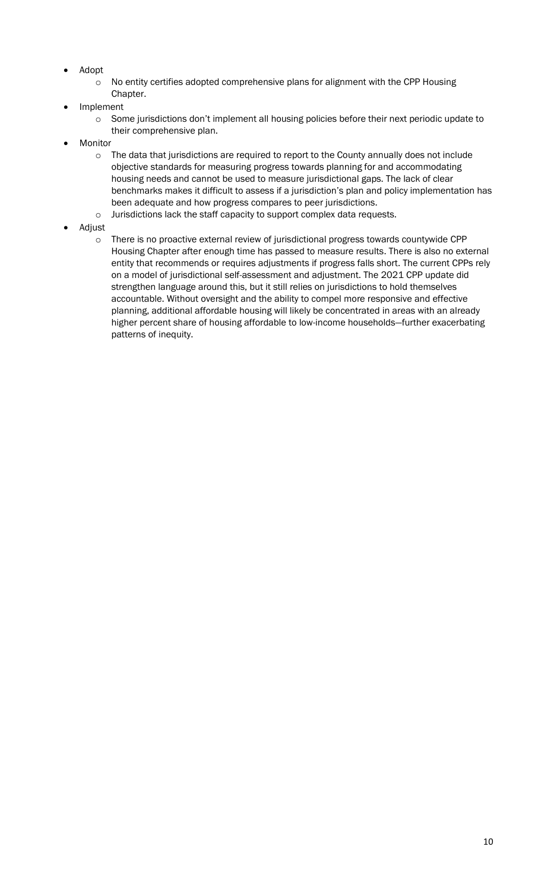- Adopt
  - No entity certifies adopted comprehensive plans for alignment with the CPP Housing Chapter.
- Implement
  - Some jurisdictions don't implement all housing policies before their next periodic update to their comprehensive plan.
- Monitor
  - The data that jurisdictions are required to report to the County annually does not include objective standards for measuring progress towards planning for and accommodating housing needs and cannot be used to measure jurisdictional gaps. The lack of clear benchmarks makes it difficult to assess if a jurisdiction's plan and policy implementation has been adequate and how progress compares to peer jurisdictions.
  - Jurisdictions lack the staff capacity to support complex data requests.
- Adjust
  - There is no proactive external review of jurisdictional progress towards countywide CPP Housing Chapter after enough time has passed to measure results. There is also no external entity that recommends or requires adjustments if progress falls short. The current CPPs rely on a model of jurisdictional self-assessment and adjustment. The 2021 CPP update did strengthen language around this, but it still relies on jurisdictions to hold themselves accountable. Without oversight and the ability to compel more responsive and effective planning, additional affordable housing will likely be concentrated in areas with an already higher percent share of housing affordable to low-income households—further exacerbating patterns of inequity.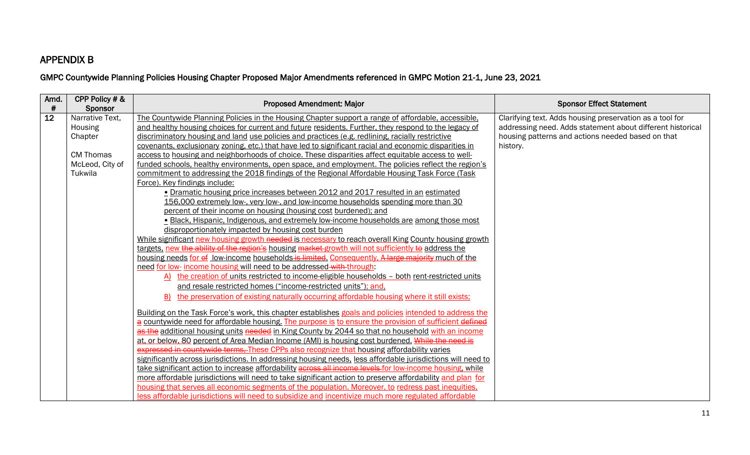## APPENDIX B

### GMPC Countywide Planning Policies Housing Chapter Proposed Major Amendments referenced in GMPC Motion 21-1, June 23, 2021

| Amd. # | CPP Policy # & Sponsor | Proposed Amendment: Major | Sponsor Effect Statement |
|---|---|---|---|
| 12 | Narrative Text, Housing Chapter<br><br>CM Thomas McLeod, City of Tukwila | The Countywide Planning Policies in the Housing Chapter support a range of affordable, accessible, and healthy housing choices for current and future residents. Further, they respond to the legacy of discriminatory housing and land use policies and practices (e.g. redlining, racially restrictive covenants, exclusionary zoning, etc.) that have led to significant racial and economic disparities in access to housing and neighborhoods of choice. These disparities affect equitable access to well-funded schools, healthy environments, open space, and employment. The policies reflect the region's commitment to addressing the 2018 findings of the Regional Affordable Housing Task Force (Task Force). Key findings include:<br>• Dramatic housing price increases between 2012 and 2017 resulted in an estimated 156,000 extremely low-, very low-, and low-income households spending more than 30 percent of their income on housing (housing cost burdened); and<br>• Black, Hispanic, Indigenous, and extremely low-income households are among those most disproportionately impacted by housing cost burden<br>While significant new housing growth ~~needed~~ is necessary to reach overall King County housing growth targets, new ~~the ability of the region's~~ housing ~~market~~ growth will not sufficiently ~~to~~ address the housing needs for ~~of~~ low-income households ~~is limited~~. Consequently, ~~A large majority~~ much of the need for low- income housing will need to be addressed ~~with~~ through:<br>A) the creation of units restricted to income-eligible households – both rent-restricted units and resale restricted homes ("income-restricted units"); and,<br>B) the preservation of existing naturally occurring affordable housing where it still exists;<br><br>Building on the Task Force's work, this chapter establishes goals and policies intended to address the ~~a~~ countywide need for affordable housing. The purpose is to ensure the provision of sufficient ~~defined as the~~ additional housing units ~~needed~~ in King County by 2044 so that no household with an income at, or below, 80 percent of Area Median Income (AMI) is housing cost burdened. ~~While the need is expressed in countywide terms,~~ These CPPs also recognize that housing affordability varies significantly across jurisdictions. In addressing housing needs, less affordable jurisdictions will need to take significant action to increase affordability ~~across all income levels~~ for low-income housing, while more affordable jurisdictions will need to take significant action to preserve affordability and plan for housing that serves all economic segments of the population. Moreover, to redress past inequities, less affordable jurisdictions will need to subsidize and incentivize much more regulated affordable | Clarifying text. Adds housing preservation as a tool for addressing need. Adds statement about different historical housing patterns and actions needed based on that history. |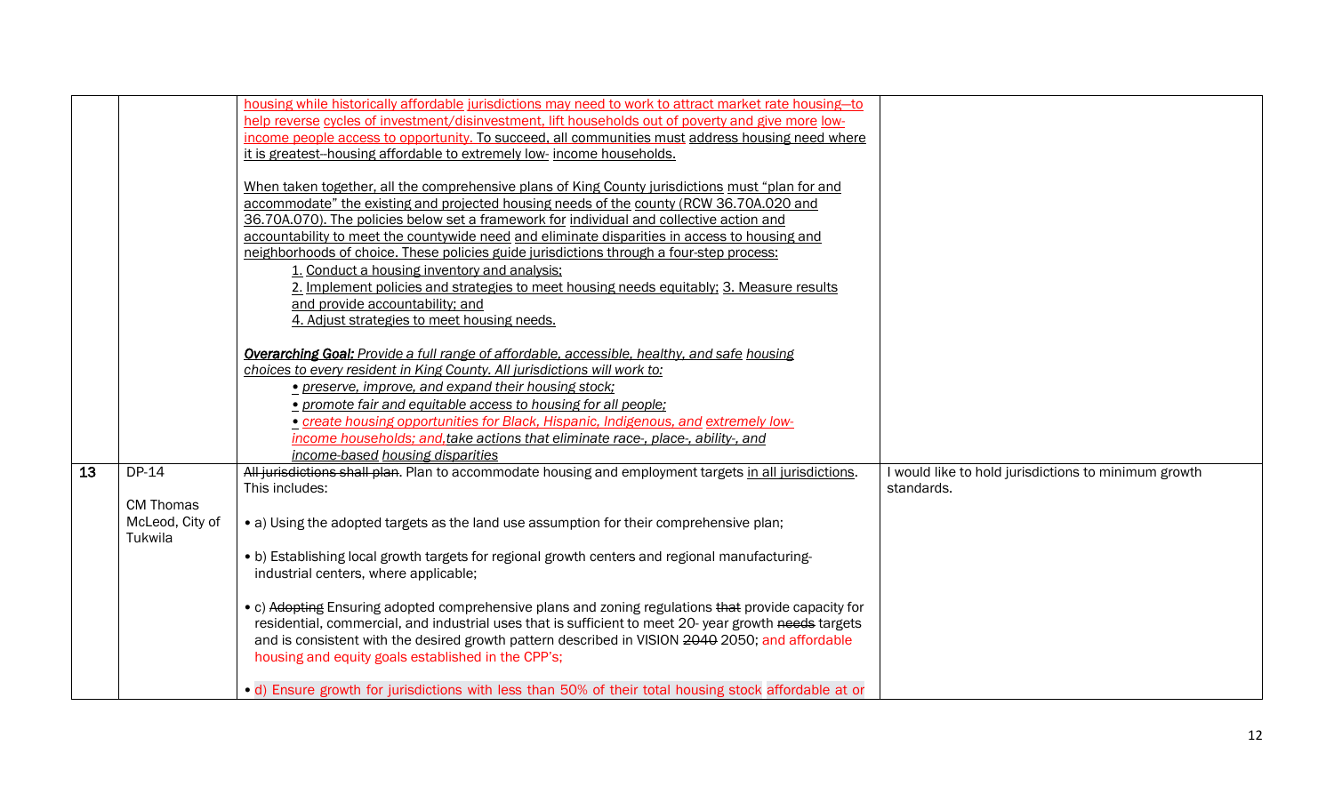| | | | |
|---|---|---|---|
| | | housing while historically affordable jurisdictions may need to work to attract market rate housing—to help reverse cycles of investment/disinvestment, lift households out of poverty and give more low-income people access to opportunity. To succeed, all communities must address housing need where it is greatest–housing affordable to extremely low- income households.<br><br>When taken together, all the comprehensive plans of King County jurisdictions must "plan for and accommodate" the existing and projected housing needs of the county (RCW 36.70A.020 and 36.70A.070). The policies below set a framework for individual and collective action and accountability to meet the countywide need and eliminate disparities in access to housing and neighborhoods of choice. These policies guide jurisdictions through a four-step process:<br>1. Conduct a housing inventory and analysis;<br>2. Implement policies and strategies to meet housing needs equitably; 3. Measure results and provide accountability; and<br>4. Adjust strategies to meet housing needs.<br><br>***Overarching Goal:*** *Provide a full range of affordable, accessible, healthy, and safe housing choices to every resident in King County. All jurisdictions will work to:*<br>*• preserve, improve, and expand their housing stock;*<br>*• promote fair and equitable access to housing for all people;*<br>*• create housing opportunities for Black, Hispanic, Indigenous, and extremely low-income households; and,take actions that eliminate race-, place-, ability-, and income-based housing disparities* | |
| 13 | DP-14<br><br>CM Thomas McLeod, City of Tukwila | ~~All jurisdictions shall plan.~~ Plan to accommodate housing and employment targets in all jurisdictions. This includes:<br><br>• a) Using the adopted targets as the land use assumption for their comprehensive plan;<br><br>• b) Establishing local growth targets for regional growth centers and regional manufacturing-industrial centers, where applicable;<br><br>• c) ~~Adopting~~ Ensuring adopted comprehensive plans and zoning regulations ~~that~~ provide capacity for residential, commercial, and industrial uses that is sufficient to meet 20- year growth ~~needs~~ targets and is consistent with the desired growth pattern described in VISION ~~2040~~ 2050; and affordable housing and equity goals established in the CPP's;<br><br>• d) Ensure growth for jurisdictions with less than 50% of their total housing stock affordable at or | I would like to hold jurisdictions to minimum growth standards. |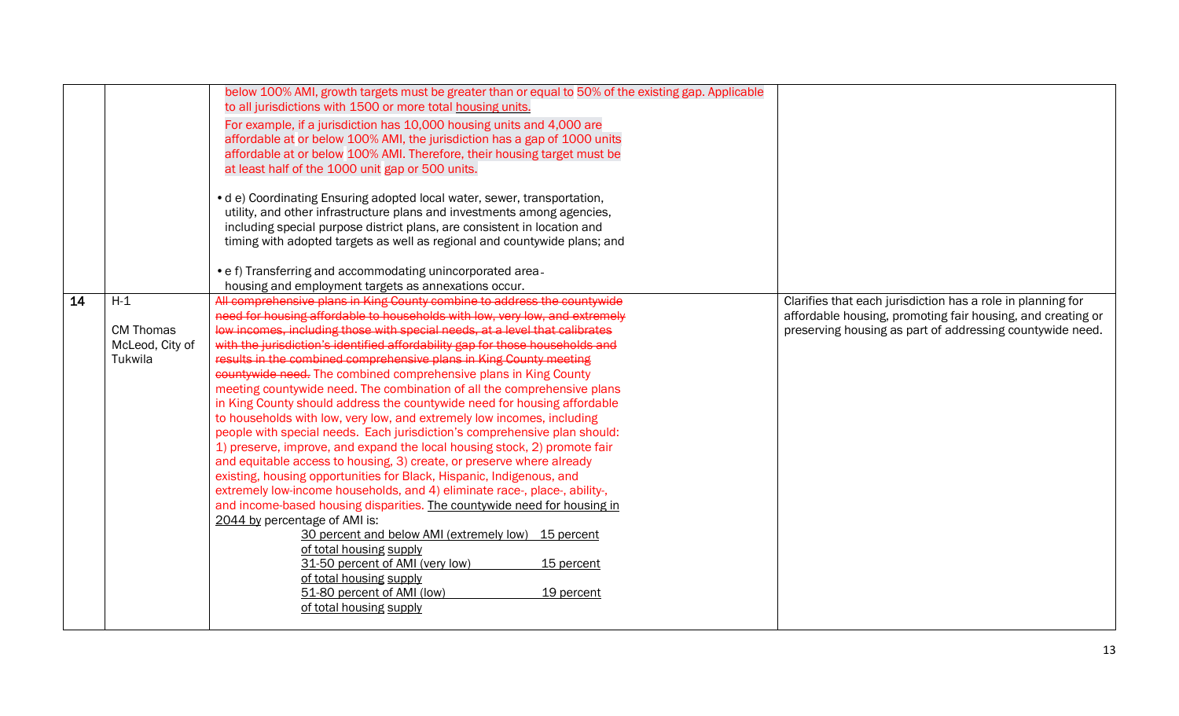|  |  |  |  |
|---|---|---|---|
|  |  | below 100% AMI, growth targets must be greater than or equal to 50% of the existing gap. Applicable to all jurisdictions with 1500 or more total housing units.<br><br>For example, if a jurisdiction has 10,000 housing units and 4,000 are affordable at or below 100% AMI, the jurisdiction has a gap of 1000 units affordable at or below 100% AMI. Therefore, their housing target must be at least half of the 1000 unit gap or 500 units.<br><br>• d e) Coordinating Ensuring adopted local water, sewer, transportation, utility, and other infrastructure plans and investments among agencies, including special purpose district plans, are consistent in location and timing with adopted targets as well as regional and countywide plans; and<br><br>• e f) Transferring and accommodating unincorporated area housing and employment targets as annexations occur. |  |
| **14** | H-1<br><br>CM Thomas McLeod, City of Tukwila | ~~All comprehensive plans in King County combine to address the countywide need for housing affordable to households with low, very low, and extremely low incomes, including those with special needs, at a level that calibrates with the jurisdiction's identified affordability gap for those households and results in the combined comprehensive plans in King County meeting countywide need.~~ The combined comprehensive plans in King County meeting countywide need. The combination of all the comprehensive plans in King County should address the countywide need for housing affordable to households with low, very low, and extremely low incomes, including people with special needs. Each jurisdiction's comprehensive plan should: 1) preserve, improve, and expand the local housing stock, 2) promote fair and equitable access to housing, 3) create, or preserve where already existing, housing opportunities for Black, Hispanic, Indigenous, and extremely low-income households, and 4) eliminate race-, place-, ability-, and income-based housing disparities. The countywide need for housing in 2044 by percentage of AMI is:<br>30 percent and below AMI (extremely low) 15 percent of total housing supply<br>31-50 percent of AMI (very low) 15 percent of total housing supply<br>51-80 percent of AMI (low) 19 percent of total housing supply | Clarifies that each jurisdiction has a role in planning for affordable housing, promoting fair housing, and creating or preserving housing as part of addressing countywide need. |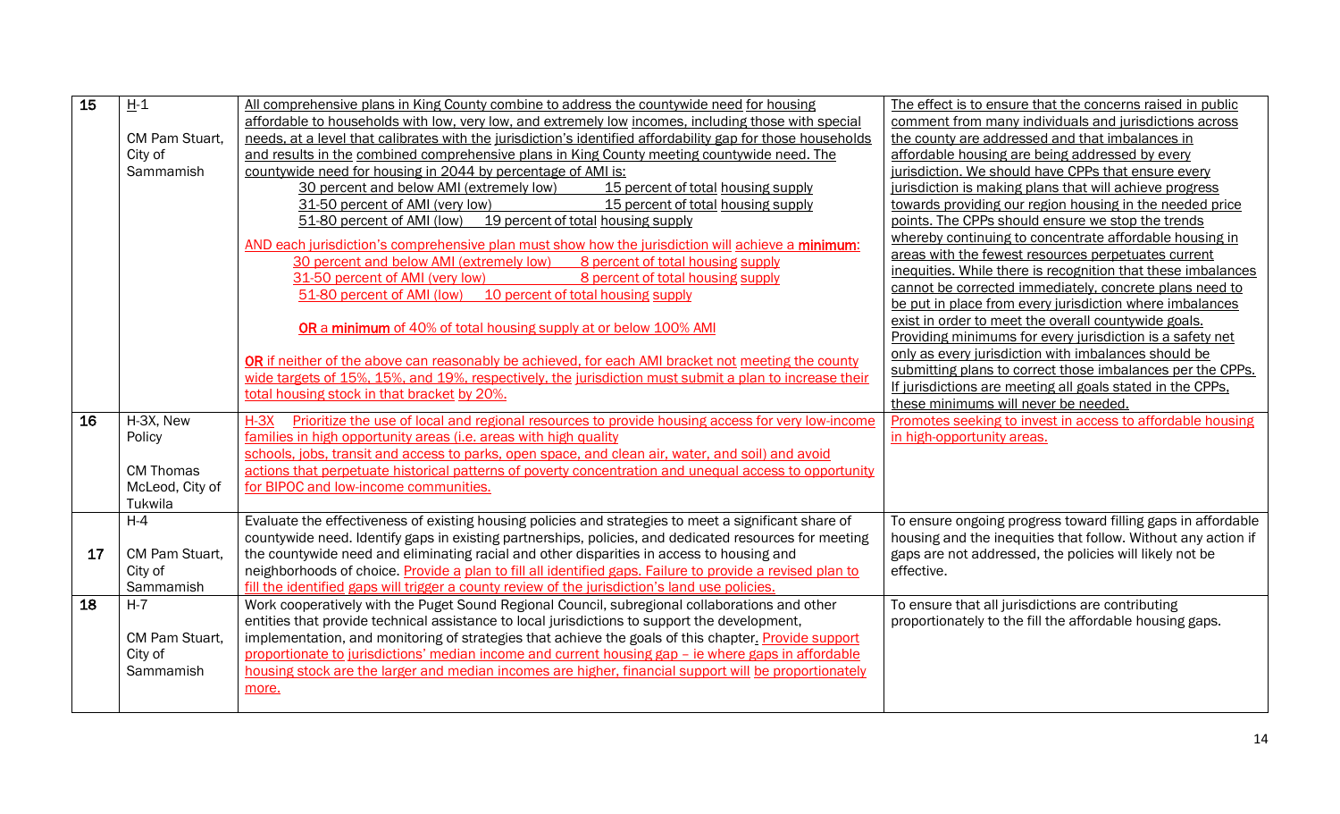| | | | |
|---|---|---|---|
| 15 | H-1<br><br>CM Pam Stuart, City of Sammamish | All comprehensive plans in King County combine to address the countywide need for housing affordable to households with low, very low, and extremely low incomes, including those with special needs, at a level that calibrates with the jurisdiction's identified affordability gap for those households and results in the combined comprehensive plans in King County meeting countywide need. The countywide need for housing in 2044 by percentage of AMI is:<br>30 percent and below AMI (extremely low) 15 percent of total housing supply<br>31-50 percent of AMI (very low) 15 percent of total housing supply<br>51-80 percent of AMI (low) 19 percent of total housing supply<br><br>AND each jurisdiction's comprehensive plan must show how the jurisdiction will achieve a **minimum**:<br>30 percent and below AMI (extremely low) 8 percent of total housing supply<br>31-50 percent of AMI (very low) 8 percent of total housing supply<br>51-80 percent of AMI (low) 10 percent of total housing supply<br><br>**OR** a **minimum** of 40% of total housing supply at or below 100% AMI<br><br>**OR** if neither of the above can reasonably be achieved, for each AMI bracket not meeting the county wide targets of 15%, 15%, and 19%, respectively, the jurisdiction must submit a plan to increase their total housing stock in that bracket by 20%. | The effect is to ensure that the concerns raised in public comment from many individuals and jurisdictions across the county are addressed and that imbalances in affordable housing are being addressed by every jurisdiction. We should have CPPs that ensure every jurisdiction is making plans that will achieve progress towards providing our region housing in the needed price points. The CPPs should ensure we stop the trends whereby continuing to concentrate affordable housing in areas with the fewest resources perpetuates current inequities. While there is recognition that these imbalances cannot be corrected immediately, concrete plans need to be put in place from every jurisdiction where imbalances exist in order to meet the overall countywide goals. Providing minimums for every jurisdiction is a safety net only as every jurisdiction with imbalances should be submitting plans to correct those imbalances per the CPPs. If jurisdictions are meeting all goals stated in the CPPs, these minimums will never be needed. |
| 16 | H-3X, New Policy<br><br>CM Thomas McLeod, City of Tukwila | H-3X Prioritize the use of local and regional resources to provide housing access for very low-income families in high opportunity areas (i.e. areas with high quality schools, jobs, transit and access to parks, open space, and clean air, water, and soil) and avoid actions that perpetuate historical patterns of poverty concentration and unequal access to opportunity for BIPOC and low-income communities. | Promotes seeking to invest in access to affordable housing in high-opportunity areas. |
| 17 | H-4<br><br>CM Pam Stuart, City of Sammamish | Evaluate the effectiveness of existing housing policies and strategies to meet a significant share of countywide need. Identify gaps in existing partnerships, policies, and dedicated resources for meeting the countywide need and eliminating racial and other disparities in access to housing and neighborhoods of choice. Provide a plan to fill all identified gaps. Failure to provide a revised plan to fill the identified gaps will trigger a county review of the jurisdiction's land use policies. | To ensure ongoing progress toward filling gaps in affordable housing and the inequities that follow. Without any action if gaps are not addressed, the policies will likely not be effective. |
| 18 | H-7<br><br>CM Pam Stuart, City of Sammamish | Work cooperatively with the Puget Sound Regional Council, subregional collaborations and other entities that provide technical assistance to local jurisdictions to support the development, implementation, and monitoring of strategies that achieve the goals of this chapter. Provide support proportionate to jurisdictions' median income and current housing gap – ie where gaps in affordable housing stock are the larger and median incomes are higher, financial support will be proportionately more. | To ensure that all jurisdictions are contributing proportionately to the fill the affordable housing gaps. |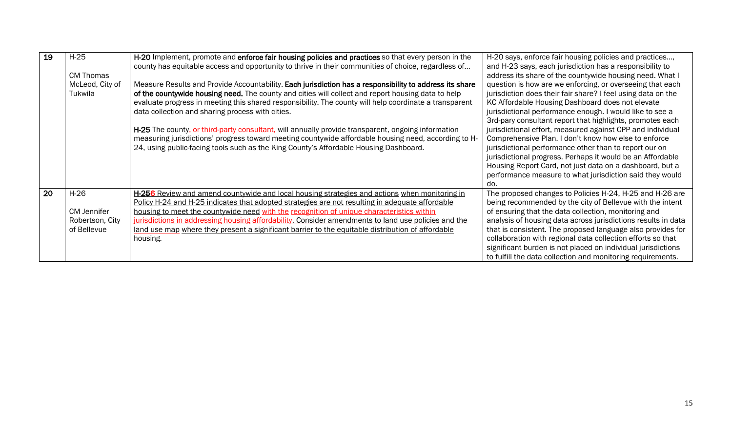| | | | |
|---|---|---|---|
| 19 | H-25<br><br>CM Thomas McLeod, City of Tukwila | **H-20** Implement, promote and **enforce fair housing policies and practices** so that every person in the county has equitable access and opportunity to thrive in their communities of choice, regardless of…<br><br>Measure Results and Provide Accountability. **Each jurisdiction has a responsibility to address its share of the countywide housing need.** The county and cities will collect and report housing data to help evaluate progress in meeting this shared responsibility. The county will help coordinate a transparent data collection and sharing process with cities.<br><br>**H-25** The county, or third-party consultant, will annually provide transparent, ongoing information measuring jurisdictions' progress toward meeting countywide affordable housing need, according to H-24, using public-facing tools such as the King County's Affordable Housing Dashboard. | H-20 says, enforce fair housing policies and practices…, and H-23 says, each jurisdiction has a responsibility to address its share of the countywide housing need. What I question is how are we enforcing, or overseeing that each jurisdiction does their fair share? I feel using data on the KC Affordable Housing Dashboard does not elevate jurisdictional performance enough. I would like to see a 3rd-pary consultant report that highlights, promotes each jurisdictional effort, measured against CPP and individual Comprehensive Plan. I don't know how else to enforce jurisdictional performance other than to report our on jurisdictional progress. Perhaps it would be an Affordable Housing Report Card, not just data on a dashboard, but a performance measure to what jurisdiction said they would do. |
| 20 | H-26<br><br>CM Jennifer Robertson, City of Bellevue | **H-2~~5~~6** Review and amend countywide and local housing strategies and actions when monitoring in Policy H-24 and H-25 indicates that adopted strategies are not resulting in adequate affordable housing to meet the countywide need with the recognition of unique characteristics within jurisdictions in addressing housing affordability. Consider amendments to land use policies and the land use map where they present a significant barrier to the equitable distribution of affordable housing. | The proposed changes to Policies H-24, H-25 and H-26 are being recommended by the city of Bellevue with the intent of ensuring that the data collection, monitoring and analysis of housing data across jurisdictions results in data that is consistent. The proposed language also provides for collaboration with regional data collection efforts so that significant burden is not placed on individual jurisdictions to fulfill the data collection and monitoring requirements. |